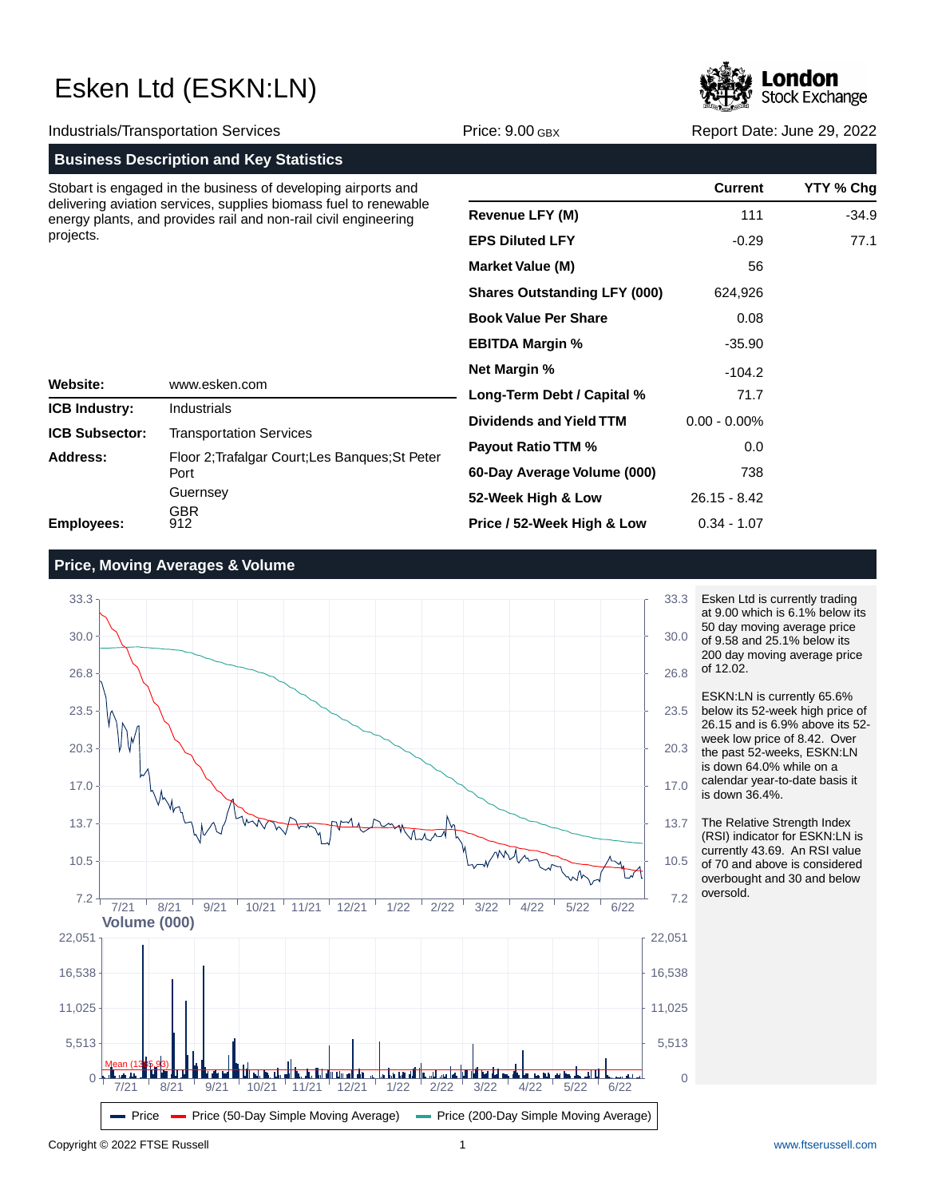# Esken Ltd (ESKN:LN)

Industrials/Transportation Services | Price: 9.00 GBX | Report Date: June 29, 2022

## Business Description and Key Statistics

Stobart is engaged in the business of developing airports and delivering aviation services, supplies biomass fuel to renewable energy plants, and provides rail and non-rail civil engineering projects.

| | |
|---|---|
| **Website:** | www.esken.com |
| **ICB Industry:** | Industrials |
| **ICB Subsector:** | Transportation Services |
| **Address:** | Floor 2;Trafalgar Court;Les Banques;St Peter Port<br>Guernsey<br>GBR |
| **Employees:** | 912 |

| | Current | YTY % Chg |
|---|---|---|
| **Revenue LFY (M)** | 111 | -34.9 |
| **EPS Diluted LFY** | -0.29 | 77.1 |
| **Market Value (M)** | 56 | |
| **Shares Outstanding LFY (000)** | 624,926 | |
| **Book Value Per Share** | 0.08 | |
| **EBITDA Margin %** | -35.90 | |
| **Net Margin %** | -104.2 | |
| **Long-Term Debt / Capital %** | 71.7 | |
| **Dividends and Yield TTM** | 0.00 - 0.00% | |
| **Payout Ratio TTM %** | 0.0 | |
| **60-Day Average Volume (000)** | 738 | |
| **52-Week High & Low** | 26.15 - 8.42 | |
| **Price / 52-Week High & Low** | 0.34 - 1.07 | |

## Price, Moving Averages & Volume

Esken Ltd is currently trading at 9.00 which is 6.1% below its 50 day moving average price of 9.58 and 25.1% below its 200 day moving average price of 12.02.

ESKN:LN is currently 65.6% below its 52-week high price of 26.15 and is 6.9% above its 52-week low price of 8.42. Over the past 52-weeks, ESKN:LN is down 64.0% while on a calendar year-to-date basis it is down 36.4%.

The Relative Strength Index (RSI) indicator for ESKN:LN is currently 43.69. An RSI value of 70 and above is considered overbought and 30 and below oversold.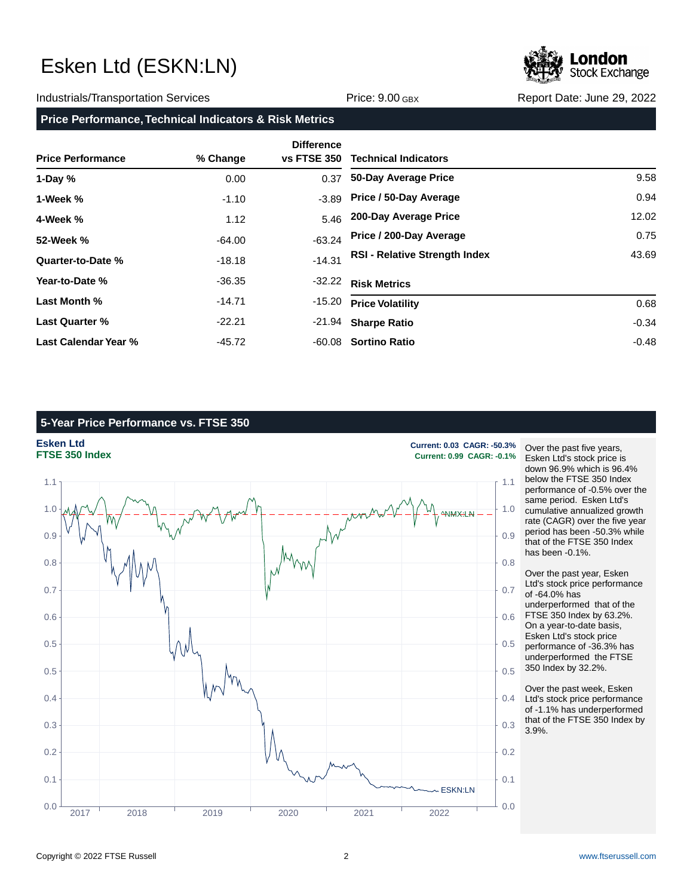# Esken Ltd (ESKN:LN)

Industrials/Transportation Services | Price: 9.00 GBX | Report Date: June 29, 2022

## Price Performance, Technical Indicators & Risk Metrics

| Price Performance | % Change | Difference vs FTSE 350 |
|---|---|---|
| 1-Day % | 0.00 | 0.37 |
| 1-Week % | -1.10 | -3.89 |
| 4-Week % | 1.12 | 5.46 |
| 52-Week % | -64.00 | -63.24 |
| Quarter-to-Date % | -18.18 | -14.31 |
| Year-to-Date % | -36.35 | -32.22 |
| Last Month % | -14.71 | -15.20 |
| Last Quarter % | -22.21 | -21.94 |
| Last Calendar Year % | -45.72 | -60.08 |

| Technical Indicators | |
|---|---|
| 50-Day Average Price | 9.58 |
| Price / 50-Day Average | 0.94 |
| 200-Day Average Price | 12.02 |
| Price / 200-Day Average | 0.75 |
| RSI - Relative Strength Index | 43.69 |

| Risk Metrics | |
|---|---|
| Price Volatility | 0.68 |
| Sharpe Ratio | -0.34 |
| Sortino Ratio | -0.48 |

## 5-Year Price Performance vs. FTSE 350

**Esken Ltd** — Current: 0.03 CAGR: -50.3%

**FTSE 350 Index** — Current: 0.99 CAGR: -0.1%

Over the past five years, Esken Ltd's stock price is down 96.9% which is 96.4% below the FTSE 350 Index performance of -0.5% over the same period. Esken Ltd's cumulative annualized growth rate (CAGR) over the five year period has been -50.3% while that of the FTSE 350 Index has been -0.1%.

Over the past year, Esken Ltd's stock price performance of -64.0% has underperformed that of the FTSE 350 Index by 63.2%. On a year-to-date basis, Esken Ltd's stock price performance of -36.3% has underperformed the FTSE 350 Index by 32.2%.

Over the past week, Esken Ltd's stock price performance of -1.1% has underperformed that of the FTSE 350 Index by 3.9%.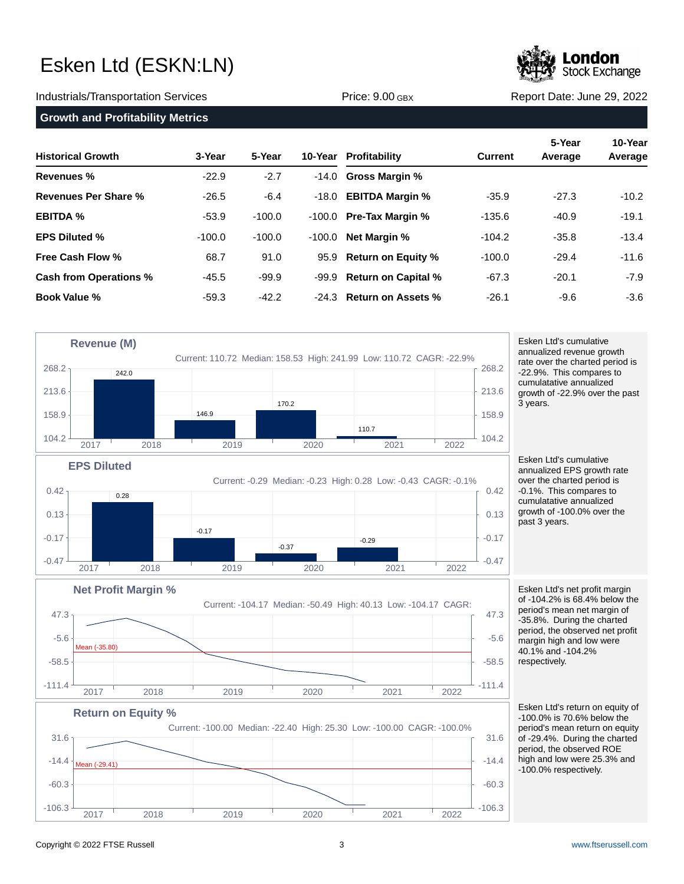# Esken Ltd (ESKN:LN)

Industrials/Transportation Services | Price: 9.00 GBX | Report Date: June 29, 2022

## Growth and Profitability Metrics

| Historical Growth | 3-Year | 5-Year | 10-Year | Profitability | Current | 5-Year Average | 10-Year Average |
|---|---|---|---|---|---|---|---|
| **Revenues %** | -22.9 | -2.7 | -14.0 | **Gross Margin %** | | | |
| **Revenues Per Share %** | -26.5 | -6.4 | -18.0 | **EBITDA Margin %** | -35.9 | -27.3 | -10.2 |
| **EBITDA %** | -53.9 | -100.0 | -100.0 | **Pre-Tax Margin %** | -135.6 | -40.9 | -19.1 |
| **EPS Diluted %** | -100.0 | -100.0 | -100.0 | **Net Margin %** | -104.2 | -35.8 | -13.4 |
| **Free Cash Flow %** | 68.7 | 91.0 | 95.9 | **Return on Equity %** | -100.0 | -29.4 | -11.6 |
| **Cash from Operations %** | -45.5 | -99.9 | -99.9 | **Return on Capital %** | -67.3 | -20.1 | -7.9 |
| **Book Value %** | -59.3 | -42.2 | -24.3 | **Return on Assets %** | -26.1 | -9.6 | -3.6 |

### Revenue (M)

Current: 110.72 Median: 158.53 High: 241.99 Low: 110.72 CAGR: -22.9%

| 2018 | 2019 | 2020 | 2021 |
|---|---|---|---|
| 242.0 | 146.9 | 170.2 | 110.7 |

Esken Ltd's cumulative annualized revenue growth rate over the charted period is -22.9%. This compares to cumulative annualized growth of -22.9% over the past 3 years.

### EPS Diluted

Current: -0.29 Median: -0.23 High: 0.28 Low: -0.43 CAGR: -0.1%

| 2018 | 2019 | 2020 | 2021 |
|---|---|---|---|
| 0.28 | -0.17 | -0.37 | -0.29 |

Esken Ltd's cumulative annualized EPS growth rate over the charted period is -0.1%. This compares to cumulative annualized growth of -100.0% over the past 3 years.

### Net Profit Margin %

Current: -104.17 Median: -50.49 High: 40.13 Low: -104.17 CAGR:

Mean (-35.80)

Esken Ltd's net profit margin of -104.2% is 68.4% below the period's mean net margin of -35.8%. During the charted period, the observed net profit margin high and low were 40.1% and -104.2% respectively.

### Return on Equity %

Current: -100.00 Median: -22.40 High: 25.30 Low: -100.00 CAGR: -100.0%

Mean (-29.41)

Esken Ltd's return on equity of -100.0% is 70.6% below the period's mean return on equity of -29.4%. During the charted period, the observed ROE high and low were 25.3% and -100.0% respectively.

Copyright © 2022 FTSE Russell www.ftserussell.com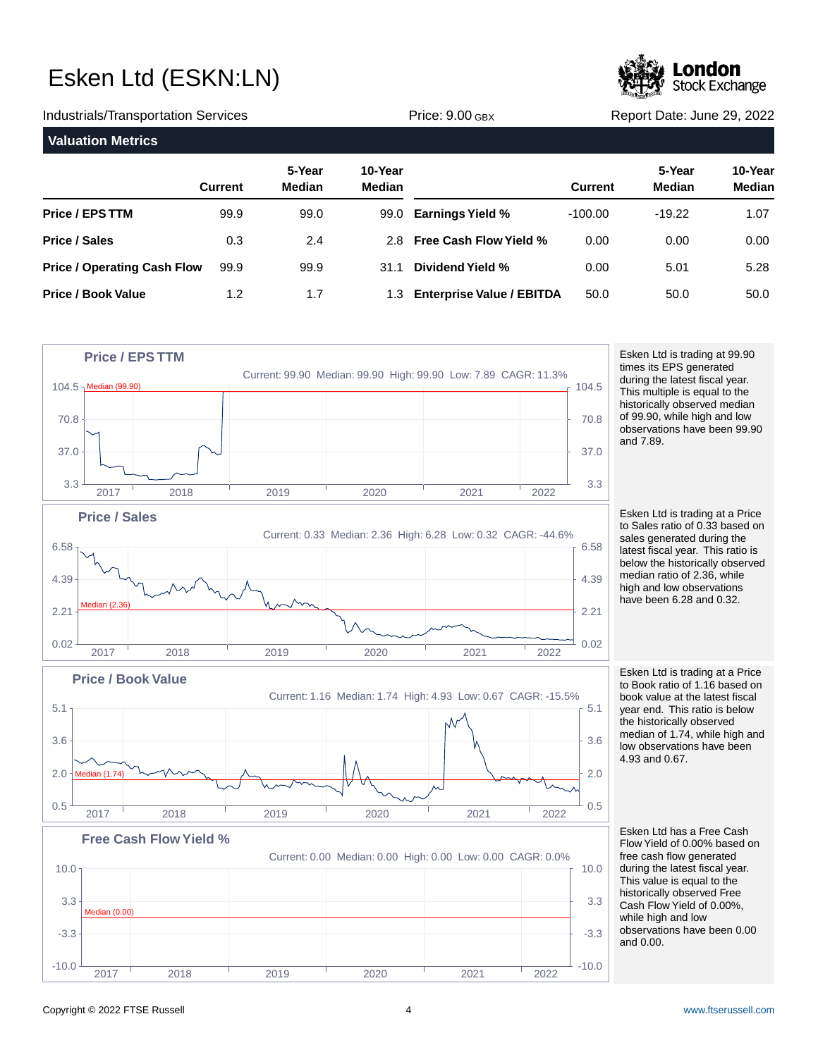# Esken Ltd (ESKN:LN)

Industrials/Transportation Services | Price: 9.00 GBX | Report Date: June 29, 2022

## Valuation Metrics

| | Current | 5-Year Median | 10-Year Median | | Current | 5-Year Median | 10-Year Median |
|---|---|---|---|---|---|---|---|
| **Price / EPS TTM** | 99.9 | 99.0 | 99.0 | **Earnings Yield %** | -100.00 | -19.22 | 1.07 |
| **Price / Sales** | 0.3 | 2.4 | 2.8 | **Free Cash Flow Yield %** | 0.00 | 0.00 | 0.00 |
| **Price / Operating Cash Flow** | 99.9 | 99.9 | 31.1 | **Dividend Yield %** | 0.00 | 5.01 | 5.28 |
| **Price / Book Value** | 1.2 | 1.7 | 1.3 | **Enterprise Value / EBITDA** | 50.0 | 50.0 | 50.0 |

### Price / EPS TTM

Current: 99.90 Median: 99.90 High: 99.90 Low: 7.89 CAGR: 11.3%

Esken Ltd is trading at 99.90 times its EPS generated during the latest fiscal year. This multiple is equal to the historically observed median of 99.90, while high and low observations have been 99.90 and 7.89.

### Price / Sales

Current: 0.33 Median: 2.36 High: 6.28 Low: 0.32 CAGR: -44.6%

Esken Ltd is trading at a Price to Sales ratio of 0.33 based on sales generated during the latest fiscal year. This ratio is below the historically observed median ratio of 2.36, while high and low observations have been 6.28 and 0.32.

### Price / Book Value

Current: 1.16 Median: 1.74 High: 4.93 Low: 0.67 CAGR: -15.5%

Esken Ltd is trading at a Price to Book ratio of 1.16 based on book value at the latest fiscal year end. This ratio is below the historically observed median of 1.74, while high and low observations have been 4.93 and 0.67.

### Free Cash Flow Yield %

Current: 0.00 Median: 0.00 High: 0.00 Low: 0.00 CAGR: 0.0%

Esken Ltd has a Free Cash Flow Yield of 0.00% based on free cash flow generated during the latest fiscal year. This value is equal to the historically observed Free Cash Flow Yield of 0.00%, while high and low observations have been 0.00 and 0.00.

Copyright © 2022 FTSE Russell | www.ftserussell.com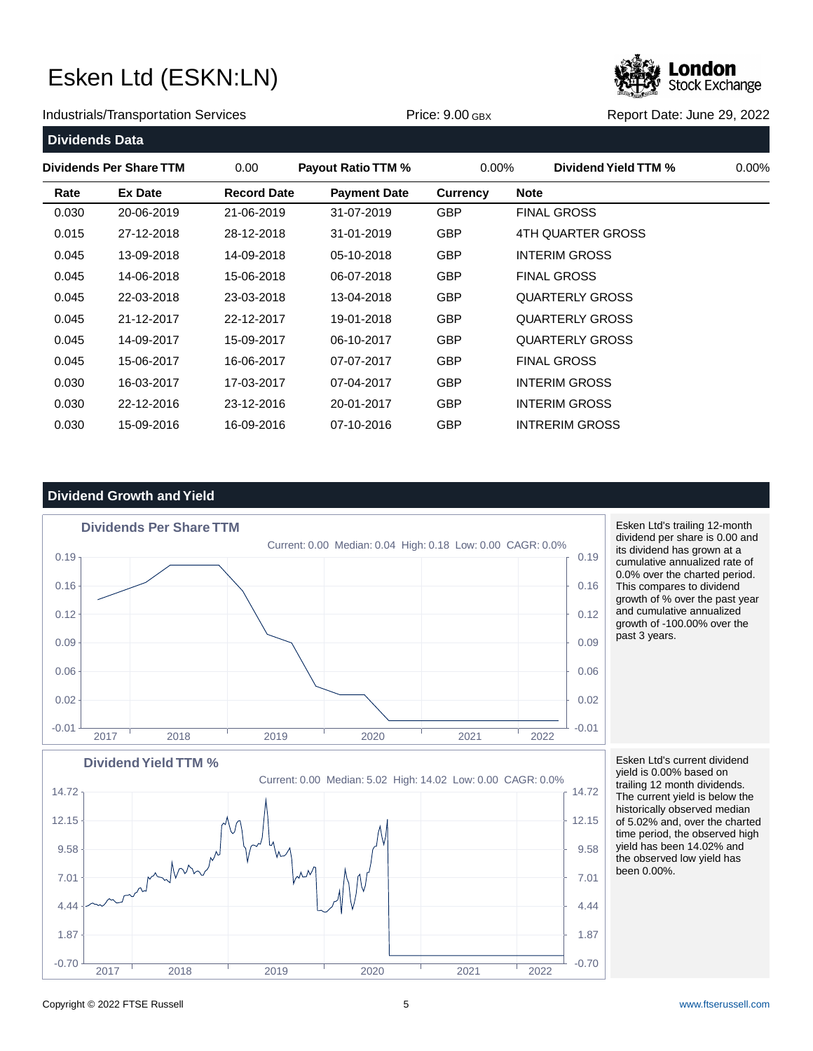# Esken Ltd (ESKN:LN)

Industrials/Transportation Services | Price: 9.00 GBX | Report Date: June 29, 2022

## Dividends Data

| Dividends Per Share TTM | 0.00 | Payout Ratio TTM % | 0.00% | Dividend Yield TTM % | 0.00% |
|---|---|---|---|---|---|

| Rate | Ex Date | Record Date | Payment Date | Currency | Note |
|---|---|---|---|---|---|
| 0.030 | 20-06-2019 | 21-06-2019 | 31-07-2019 | GBP | FINAL GROSS |
| 0.015 | 27-12-2018 | 28-12-2018 | 31-01-2019 | GBP | 4TH QUARTER GROSS |
| 0.045 | 13-09-2018 | 14-09-2018 | 05-10-2018 | GBP | INTERIM GROSS |
| 0.045 | 14-06-2018 | 15-06-2018 | 06-07-2018 | GBP | FINAL GROSS |
| 0.045 | 22-03-2018 | 23-03-2018 | 13-04-2018 | GBP | QUARTERLY GROSS |
| 0.045 | 21-12-2017 | 22-12-2017 | 19-01-2018 | GBP | QUARTERLY GROSS |
| 0.045 | 14-09-2017 | 15-09-2017 | 06-10-2017 | GBP | QUARTERLY GROSS |
| 0.045 | 15-06-2017 | 16-06-2017 | 07-07-2017 | GBP | FINAL GROSS |
| 0.030 | 16-03-2017 | 17-03-2017 | 07-04-2017 | GBP | INTERIM GROSS |
| 0.030 | 22-12-2016 | 23-12-2016 | 20-01-2017 | GBP | INTERIM GROSS |
| 0.030 | 15-09-2016 | 16-09-2016 | 07-10-2016 | GBP | INTRERIM GROSS |

## Dividend Growth and Yield

**Dividends Per Share TTM**

Current: 0.00 Median: 0.04 High: 0.18 Low: 0.00 CAGR: 0.0%

Esken Ltd's trailing 12-month dividend per share is 0.00 and its dividend has grown at a cumulative annualized rate of 0.0% over the charted period. This compares to dividend growth of % over the past year and cumulative annualized growth of -100.00% over the past 3 years.

**Dividend Yield TTM %**

Current: 0.00 Median: 5.02 High: 14.02 Low: 0.00 CAGR: 0.0%

Esken Ltd's current dividend yield is 0.00% based on trailing 12 month dividends. The current yield is below the historically observed median of 5.02% and, over the charted time period, the observed high yield has been 14.02% and the observed low yield has been 0.00%.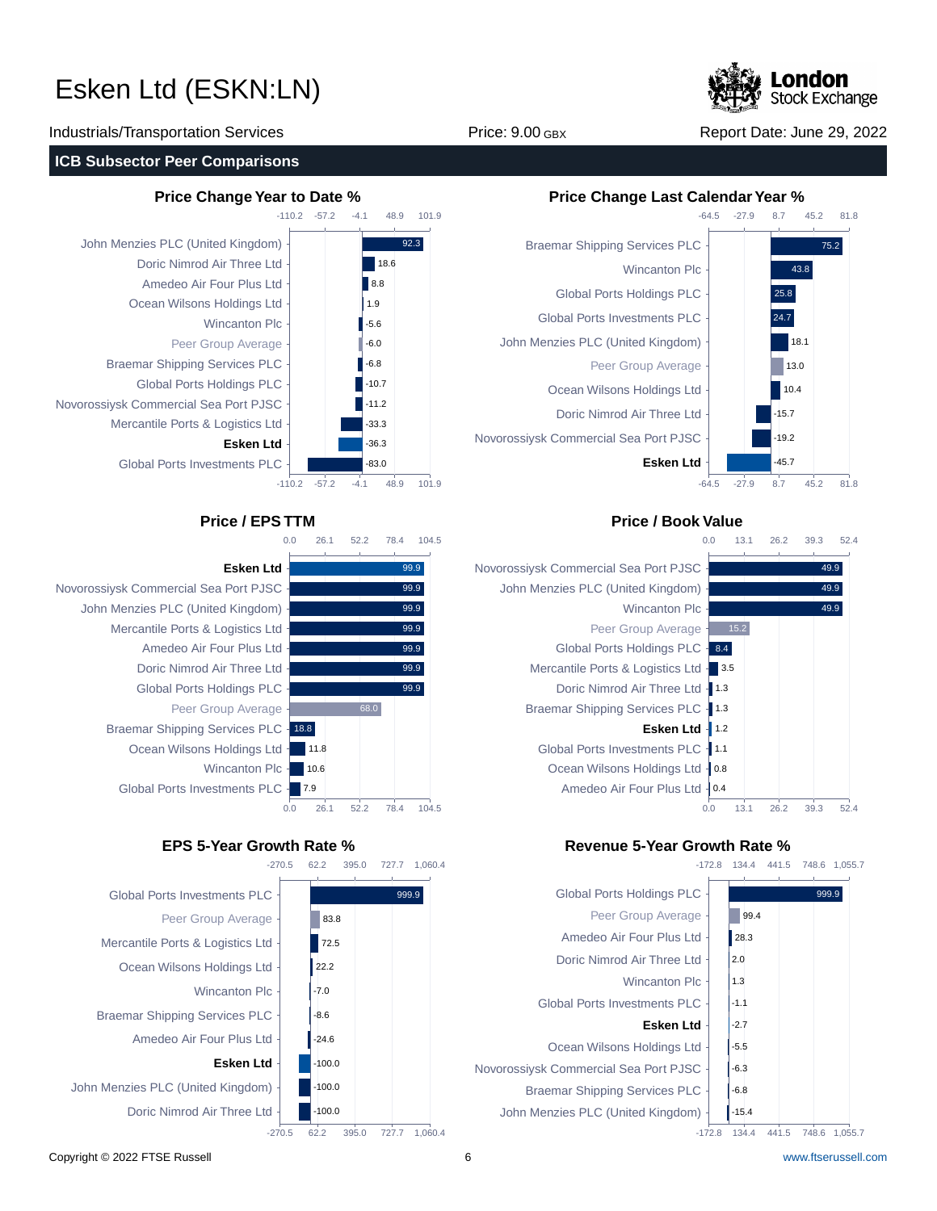# Esken Ltd (ESKN:LN)

Industrials/Transportation Services | Price: 9.00 GBX | Report Date: June 29, 2022

## ICB Subsector Peer Comparisons

### Price Change Year to Date %

| Company | Value |
| --- | --- |
| John Menzies PLC (United Kingdom) | 92.3 |
| Doric Nimrod Air Three Ltd | 18.6 |
| Amedeo Air Four Plus Ltd | 8.8 |
| Ocean Wilsons Holdings Ltd | 1.9 |
| Wincanton Plc | -5.6 |
| Peer Group Average | -6.0 |
| Braemar Shipping Services PLC | -6.8 |
| Global Ports Holdings PLC | -10.7 |
| Novorossiysk Commercial Sea Port PJSC | -11.2 |
| Mercantile Ports & Logistics Ltd | -33.3 |
| **Esken Ltd** | -36.3 |
| Global Ports Investments PLC | -83.0 |

### Price Change Last Calendar Year %

| Company | Value |
| --- | --- |
| Braemar Shipping Services PLC | 75.2 |
| Wincanton Plc | 43.8 |
| Global Ports Holdings PLC | 25.8 |
| Global Ports Investments PLC | 24.7 |
| John Menzies PLC (United Kingdom) | 18.1 |
| Peer Group Average | 13.0 |
| Ocean Wilsons Holdings Ltd | 10.4 |
| Doric Nimrod Air Three Ltd | -15.7 |
| Novorossiysk Commercial Sea Port PJSC | -19.2 |
| **Esken Ltd** | -45.7 |

### Price / EPS TTM

| Company | Value |
| --- | --- |
| **Esken Ltd** | 99.9 |
| Novorossiysk Commercial Sea Port PJSC | 99.9 |
| John Menzies PLC (United Kingdom) | 99.9 |
| Mercantile Ports & Logistics Ltd | 99.9 |
| Amedeo Air Four Plus Ltd | 99.9 |
| Doric Nimrod Air Three Ltd | 99.9 |
| Global Ports Holdings PLC | 99.9 |
| Peer Group Average | 68.0 |
| Braemar Shipping Services PLC | 18.8 |
| Ocean Wilsons Holdings Ltd | 11.8 |
| Wincanton Plc | 10.6 |
| Global Ports Investments PLC | 7.9 |

### Price / Book Value

| Company | Value |
| --- | --- |
| Novorossiysk Commercial Sea Port PJSC | 49.9 |
| John Menzies PLC (United Kingdom) | 49.9 |
| Wincanton Plc | 49.9 |
| Peer Group Average | 15.2 |
| Global Ports Holdings PLC | 8.4 |
| Mercantile Ports & Logistics Ltd | 3.5 |
| Doric Nimrod Air Three Ltd | 1.3 |
| Braemar Shipping Services PLC | 1.3 |
| **Esken Ltd** | 1.2 |
| Global Ports Investments PLC | 1.1 |
| Ocean Wilsons Holdings Ltd | 0.8 |
| Amedeo Air Four Plus Ltd | 0.4 |

### EPS 5-Year Growth Rate %

| Company | Value |
| --- | --- |
| Global Ports Investments PLC | 999.9 |
| Peer Group Average | 83.8 |
| Mercantile Ports & Logistics Ltd | 72.5 |
| Ocean Wilsons Holdings Ltd | 22.2 |
| Wincanton Plc | -7.0 |
| Braemar Shipping Services PLC | -8.6 |
| Amedeo Air Four Plus Ltd | -24.6 |
| **Esken Ltd** | -100.0 |
| John Menzies PLC (United Kingdom) | -100.0 |
| Doric Nimrod Air Three Ltd | -100.0 |

### Revenue 5-Year Growth Rate %

| Company | Value |
| --- | --- |
| Global Ports Holdings PLC | 999.9 |
| Peer Group Average | 99.4 |
| Amedeo Air Four Plus Ltd | 28.3 |
| Doric Nimrod Air Three Ltd | 2.0 |
| Wincanton Plc | 1.3 |
| Global Ports Investments PLC | -1.1 |
| **Esken Ltd** | -2.7 |
| Ocean Wilsons Holdings Ltd | -5.5 |
| Novorossiysk Commercial Sea Port PJSC | -6.3 |
| Braemar Shipping Services PLC | -6.8 |
| John Menzies PLC (United Kingdom) | -15.4 |

Copyright © 2022 FTSE Russell | www.ftserussell.com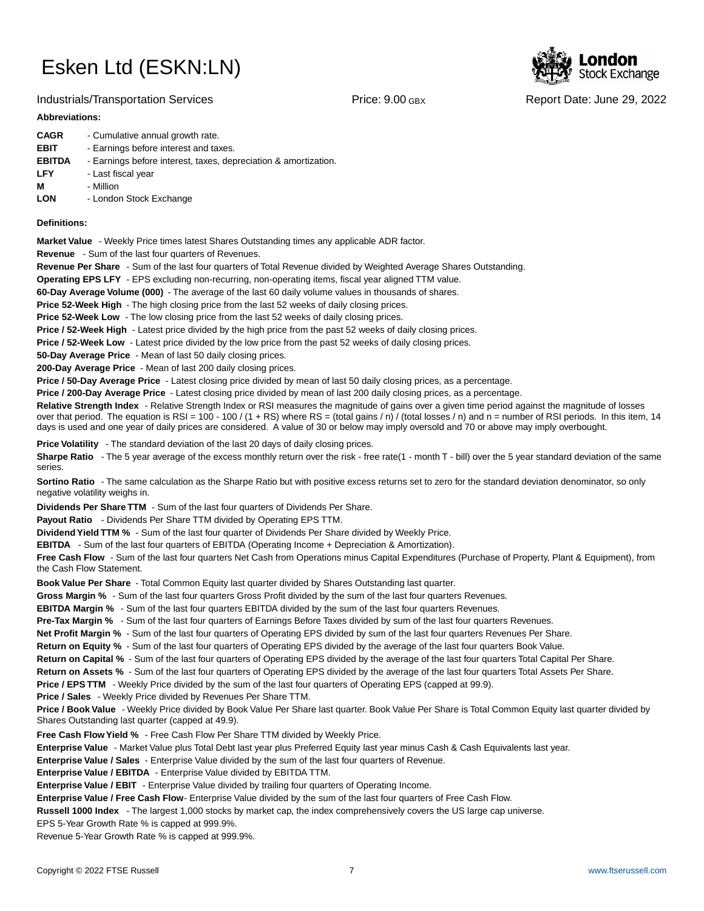# Esken Ltd (ESKN:LN)

Industrials/Transportation Services | Price: 9.00 GBX | Report Date: June 29, 2022

**Abbreviations:**

**CAGR** - Cumulative annual growth rate.
**EBIT** - Earnings before interest and taxes.
**EBITDA** - Earnings before interest, taxes, depreciation & amortization.
**LFY** - Last fiscal year
**M** - Million
**LON** - London Stock Exchange

**Definitions:**

**Market Value** - Weekly Price times latest Shares Outstanding times any applicable ADR factor.
**Revenue** - Sum of the last four quarters of Revenues.
**Revenue Per Share** - Sum of the last four quarters of Total Revenue divided by Weighted Average Shares Outstanding.
**Operating EPS LFY** - EPS excluding non-recurring, non-operating items, fiscal year aligned TTM value.
**60-Day Average Volume (000)** - The average of the last 60 daily volume values in thousands of shares.
**Price 52-Week High** - The high closing price from the last 52 weeks of daily closing prices.
**Price 52-Week Low** - The low closing price from the last 52 weeks of daily closing prices.
**Price / 52-Week High** - Latest price divided by the high price from the past 52 weeks of daily closing prices.
**Price / 52-Week Low** - Latest price divided by the low price from the past 52 weeks of daily closing prices.
**50-Day Average Price** - Mean of last 50 daily closing prices.
**200-Day Average Price** - Mean of last 200 daily closing prices.
**Price / 50-Day Average Price** - Latest closing price divided by mean of last 50 daily closing prices, as a percentage.
**Price / 200-Day Average Price** - Latest closing price divided by mean of last 200 daily closing prices, as a percentage.
**Relative Strength Index** - Relative Strength Index or RSI measures the magnitude of gains over a given time period against the magnitude of losses over that period. The equation is RSI = 100 - 100 / (1 + RS) where RS = (total gains / n) / (total losses / n) and n = number of RSI periods. In this item, 14 days is used and one year of daily prices are considered. A value of 30 or below may imply oversold and 70 or above may imply overbought.
**Price Volatility** - The standard deviation of the last 20 days of daily closing prices.
**Sharpe Ratio** - The 5 year average of the excess monthly return over the risk - free rate(1 - month T - bill) over the 5 year standard deviation of the same series.
**Sortino Ratio** - The same calculation as the Sharpe Ratio but with positive excess returns set to zero for the standard deviation denominator, so only negative volatility weighs in.
**Dividends Per Share TTM** - Sum of the last four quarters of Dividends Per Share.
**Payout Ratio** - Dividends Per Share TTM divided by Operating EPS TTM.
**Dividend Yield TTM %** - Sum of the last four quarter of Dividends Per Share divided by Weekly Price.
**EBITDA** - Sum of the last four quarters of EBITDA (Operating Income + Depreciation & Amortization).
**Free Cash Flow** - Sum of the last four quarters Net Cash from Operations minus Capital Expenditures (Purchase of Property, Plant & Equipment), from the Cash Flow Statement.
**Book Value Per Share** - Total Common Equity last quarter divided by Shares Outstanding last quarter.
**Gross Margin %** - Sum of the last four quarters Gross Profit divided by the sum of the last four quarters Revenues.
**EBITDA Margin %** - Sum of the last four quarters EBITDA divided by the sum of the last four quarters Revenues.
**Pre-Tax Margin %** - Sum of the last four quarters of Earnings Before Taxes divided by sum of the last four quarters Revenues.
**Net Profit Margin %** - Sum of the last four quarters of Operating EPS divided by sum of the last four quarters Revenues Per Share.
**Return on Equity %** - Sum of the last four quarters of Operating EPS divided by the average of the last four quarters Book Value.
**Return on Capital %** - Sum of the last four quarters of Operating EPS divided by the average of the last four quarters Total Capital Per Share.
**Return on Assets %** - Sum of the last four quarters of Operating EPS divided by the average of the last four quarters Total Assets Per Share.
**Price / EPS TTM** - Weekly Price divided by the sum of the last four quarters of Operating EPS (capped at 99.9).
**Price / Sales** - Weekly Price divided by Revenues Per Share TTM.
**Price / Book Value** - Weekly Price divided by Book Value Per Share last quarter. Book Value Per Share is Total Common Equity last quarter divided by Shares Outstanding last quarter (capped at 49.9).
**Free Cash Flow Yield %** - Free Cash Flow Per Share TTM divided by Weekly Price.
**Enterprise Value** - Market Value plus Total Debt last year plus Preferred Equity last year minus Cash & Cash Equivalents last year.
**Enterprise Value / Sales** - Enterprise Value divided by the sum of the last four quarters of Revenue.
**Enterprise Value / EBITDA** - Enterprise Value divided by EBITDA TTM.
**Enterprise Value / EBIT** - Enterprise Value divided by trailing four quarters of Operating Income.
**Enterprise Value / Free Cash Flow**- Enterprise Value divided by the sum of the last four quarters of Free Cash Flow.
**Russell 1000 Index** - The largest 1,000 stocks by market cap, the index comprehensively covers the US large cap universe.
EPS 5-Year Growth Rate % is capped at 999.9%.
Revenue 5-Year Growth Rate % is capped at 999.9%.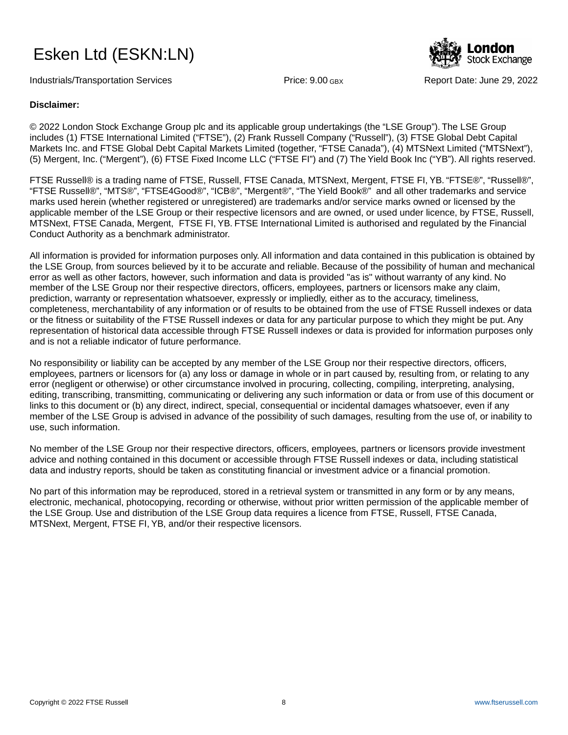**Disclaimer:**

© 2022 London Stock Exchange Group plc and its applicable group undertakings (the "LSE Group"). The LSE Group includes (1) FTSE International Limited ("FTSE"), (2) Frank Russell Company ("Russell"), (3) FTSE Global Debt Capital Markets Inc. and FTSE Global Debt Capital Markets Limited (together, "FTSE Canada"), (4) MTSNext Limited ("MTSNext"), (5) Mergent, Inc. ("Mergent"), (6) FTSE Fixed Income LLC ("FTSE FI") and (7) The Yield Book Inc ("YB"). All rights reserved.

FTSE Russell® is a trading name of FTSE, Russell, FTSE Canada, MTSNext, Mergent, FTSE FI, YB. "FTSE®", "Russell®", "FTSE Russell®", "MTS®", "FTSE4Good®", "ICB®", "Mergent®", "The Yield Book®" and all other trademarks and service marks used herein (whether registered or unregistered) are trademarks and/or service marks owned or licensed by the applicable member of the LSE Group or their respective licensors and are owned, or used under licence, by FTSE, Russell, MTSNext, FTSE Canada, Mergent, FTSE FI, YB. FTSE International Limited is authorised and regulated by the Financial Conduct Authority as a benchmark administrator.

All information is provided for information purposes only. All information and data contained in this publication is obtained by the LSE Group, from sources believed by it to be accurate and reliable. Because of the possibility of human and mechanical error as well as other factors, however, such information and data is provided "as is" without warranty of any kind. No member of the LSE Group nor their respective directors, officers, employees, partners or licensors make any claim, prediction, warranty or representation whatsoever, expressly or impliedly, either as to the accuracy, timeliness, completeness, merchantability of any information or of results to be obtained from the use of FTSE Russell indexes or data or the fitness or suitability of the FTSE Russell indexes or data for any particular purpose to which they might be put. Any representation of historical data accessible through FTSE Russell indexes or data is provided for information purposes only and is not a reliable indicator of future performance.

No responsibility or liability can be accepted by any member of the LSE Group nor their respective directors, officers, employees, partners or licensors for (a) any loss or damage in whole or in part caused by, resulting from, or relating to any error (negligent or otherwise) or other circumstance involved in procuring, collecting, compiling, interpreting, analysing, editing, transcribing, transmitting, communicating or delivering any such information or data or from use of this document or links to this document or (b) any direct, indirect, special, consequential or incidental damages whatsoever, even if any member of the LSE Group is advised in advance of the possibility of such damages, resulting from the use of, or inability to use, such information.

No member of the LSE Group nor their respective directors, officers, employees, partners or licensors provide investment advice and nothing contained in this document or accessible through FTSE Russell indexes or data, including statistical data and industry reports, should be taken as constituting financial or investment advice or a financial promotion.

No part of this information may be reproduced, stored in a retrieval system or transmitted in any form or by any means, electronic, mechanical, photocopying, recording or otherwise, without prior written permission of the applicable member of the LSE Group. Use and distribution of the LSE Group data requires a licence from FTSE, Russell, FTSE Canada, MTSNext, Mergent, FTSE FI, YB, and/or their respective licensors.